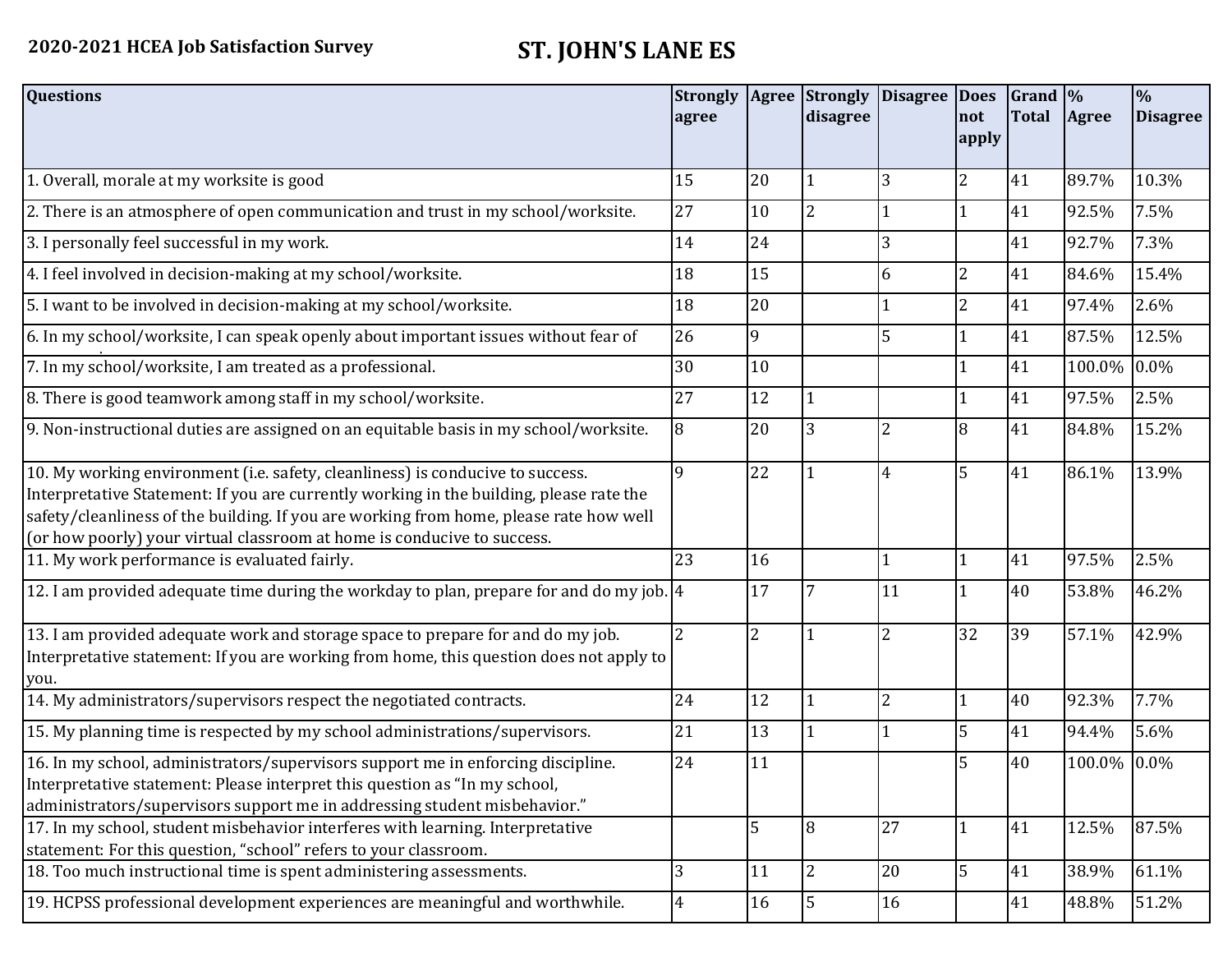**2020-2021 HCEA Job Satisfaction Survey**

# ST. JOHN'S LANE ES

| Questions | Strongly agree | Agree | Strongly disagree | Disagree | Does not apply | Grand Total | % Agree | % Disagree |
|---|---|---|---|---|---|---|---|---|
| 1. Overall, morale at my worksite is good | 15 | 20 | 1 | 3 | 2 | 41 | 89.7% | 10.3% |
| 2. There is an atmosphere of open communication and trust in my school/worksite. | 27 | 10 | 2 | 1 | 1 | 41 | 92.5% | 7.5% |
| 3. I personally feel successful in my work. | 14 | 24 | | 3 | | 41 | 92.7% | 7.3% |
| 4. I feel involved in decision-making at my school/worksite. | 18 | 15 | | 6 | 2 | 41 | 84.6% | 15.4% |
| 5. I want to be involved in decision-making at my school/worksite. | 18 | 20 | | 1 | 2 | 41 | 97.4% | 2.6% |
| 6. In my school/worksite, I can speak openly about important issues without fear of | 26 | 9 | | 5 | 1 | 41 | 87.5% | 12.5% |
| 7. In my school/worksite, I am treated as a professional. | 30 | 10 | | | 1 | 41 | 100.0% | 0.0% |
| 8. There is good teamwork among staff in my school/worksite. | 27 | 12 | 1 | | 1 | 41 | 97.5% | 2.5% |
| 9. Non-instructional duties are assigned on an equitable basis in my school/worksite. | 8 | 20 | 3 | 2 | 8 | 41 | 84.8% | 15.2% |
| 10. My working environment (i.e. safety, cleanliness) is conducive to success. Interpretative Statement: If you are currently working in the building, please rate the safety/cleanliness of the building. If you are working from home, please rate how well (or how poorly) your virtual classroom at home is conducive to success. | 9 | 22 | 1 | 4 | 5 | 41 | 86.1% | 13.9% |
| 11. My work performance is evaluated fairly. | 23 | 16 | | 1 | 1 | 41 | 97.5% | 2.5% |
| 12. I am provided adequate time during the workday to plan, prepare for and do my job. | 4 | 17 | 7 | 11 | 1 | 40 | 53.8% | 46.2% |
| 13. I am provided adequate work and storage space to prepare for and do my job. Interpretative statement: If you are working from home, this question does not apply to you. | 2 | 2 | 1 | 2 | 32 | 39 | 57.1% | 42.9% |
| 14. My administrators/supervisors respect the negotiated contracts. | 24 | 12 | 1 | 2 | 1 | 40 | 92.3% | 7.7% |
| 15. My planning time is respected by my school administrations/supervisors. | 21 | 13 | 1 | 1 | 5 | 41 | 94.4% | 5.6% |
| 16. In my school, administrators/supervisors support me in enforcing discipline. Interpretative statement: Please interpret this question as "In my school, administrators/supervisors support me in addressing student misbehavior." | 24 | 11 | | | 5 | 40 | 100.0% | 0.0% |
| 17. In my school, student misbehavior interferes with learning. Interpretative statement: For this question, "school" refers to your classroom. | | 5 | 8 | 27 | 1 | 41 | 12.5% | 87.5% |
| 18. Too much instructional time is spent administering assessments. | 3 | 11 | 2 | 20 | 5 | 41 | 38.9% | 61.1% |
| 19. HCPSS professional development experiences are meaningful and worthwhile. | 4 | 16 | 5 | 16 | | 41 | 48.8% | 51.2% |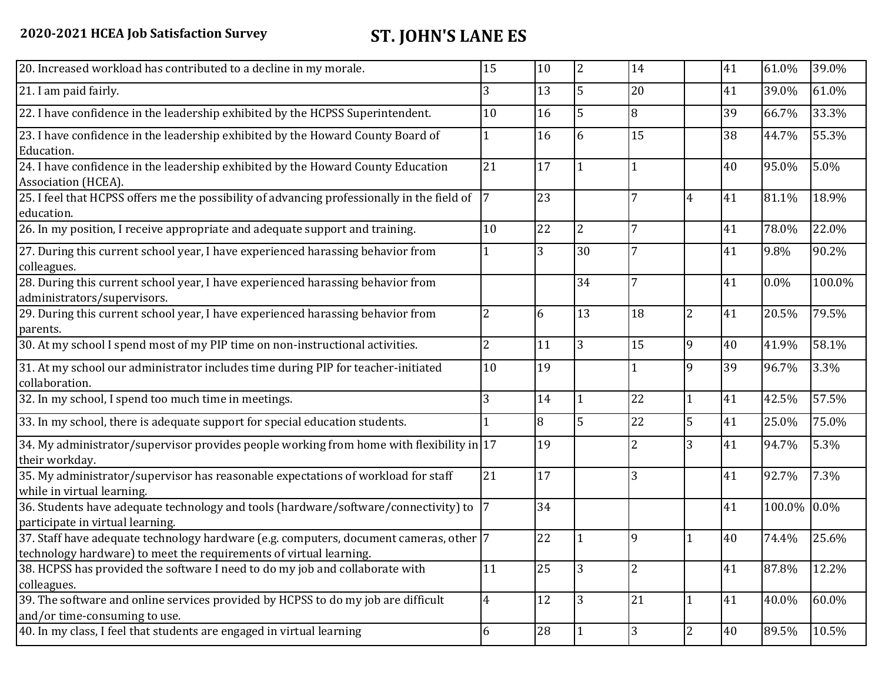| | | | | | | | | |
|---|---|---|---|---|---|---|---|---|
| 20. Increased workload has contributed to a decline in my morale. | 15 | 10 | 2 | 14 | | 41 | 61.0% | 39.0% |
| 21. I am paid fairly. | 3 | 13 | 5 | 20 | | 41 | 39.0% | 61.0% |
| 22. I have confidence in the leadership exhibited by the HCPSS Superintendent. | 10 | 16 | 5 | 8 | | 39 | 66.7% | 33.3% |
| 23. I have confidence in the leadership exhibited by the Howard County Board of Education. | 1 | 16 | 6 | 15 | | 38 | 44.7% | 55.3% |
| 24. I have confidence in the leadership exhibited by the Howard County Education Association (HCEA). | 21 | 17 | 1 | 1 | | 40 | 95.0% | 5.0% |
| 25. I feel that HCPSS offers me the possibility of advancing professionally in the field of education. | 7 | 23 | | 7 | 4 | 41 | 81.1% | 18.9% |
| 26. In my position, I receive appropriate and adequate support and training. | 10 | 22 | 2 | 7 | | 41 | 78.0% | 22.0% |
| 27. During this current school year, I have experienced harassing behavior from colleagues. | 1 | 3 | 30 | 7 | | 41 | 9.8% | 90.2% |
| 28. During this current school year, I have experienced harassing behavior from administrators/supervisors. | | | 34 | 7 | | 41 | 0.0% | 100.0% |
| 29. During this current school year, I have experienced harassing behavior from parents. | 2 | 6 | 13 | 18 | 2 | 41 | 20.5% | 79.5% |
| 30. At my school I spend most of my PIP time on non-instructional activities. | 2 | 11 | 3 | 15 | 9 | 40 | 41.9% | 58.1% |
| 31. At my school our administrator includes time during PIP for teacher-initiated collaboration. | 10 | 19 | | 1 | 9 | 39 | 96.7% | 3.3% |
| 32. In my school, I spend too much time in meetings. | 3 | 14 | 1 | 22 | 1 | 41 | 42.5% | 57.5% |
| 33. In my school, there is adequate support for special education students. | 1 | 8 | 5 | 22 | 5 | 41 | 25.0% | 75.0% |
| 34. My administrator/supervisor provides people working from home with flexibility in their workday. | 17 | 19 | | 2 | 3 | 41 | 94.7% | 5.3% |
| 35. My administrator/supervisor has reasonable expectations of workload for staff while in virtual learning. | 21 | 17 | | 3 | | 41 | 92.7% | 7.3% |
| 36. Students have adequate technology and tools (hardware/software/connectivity) to participate in virtual learning. | 7 | 34 | | | | 41 | 100.0% | 0.0% |
| 37. Staff have adequate technology hardware (e.g. computers, document cameras, other technology hardware) to meet the requirements of virtual learning. | 7 | 22 | 1 | 9 | 1 | 40 | 74.4% | 25.6% |
| 38. HCPSS has provided the software I need to do my job and collaborate with colleagues. | 11 | 25 | 3 | 2 | | 41 | 87.8% | 12.2% |
| 39. The software and online services provided by HCPSS to do my job are difficult and/or time-consuming to use. | 4 | 12 | 3 | 21 | 1 | 41 | 40.0% | 60.0% |
| 40. In my class, I feel that students are engaged in virtual learning | 6 | 28 | 1 | 3 | 2 | 40 | 89.5% | 10.5% |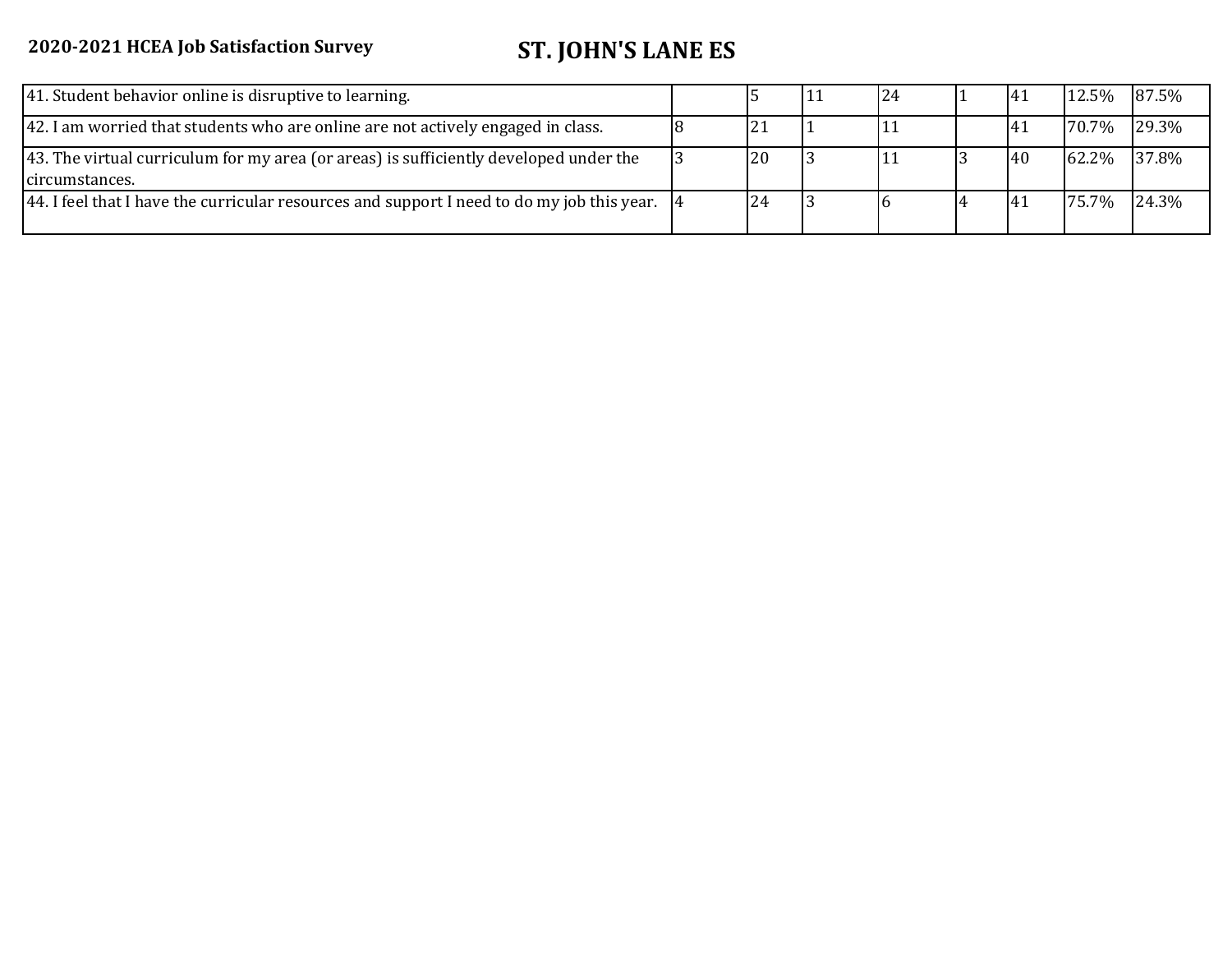**2020-2021 HCEA Job Satisfaction Survey**

# ST. JOHN'S LANE ES

| | | | | | | | | |
|---|---|---|---|---|---|---|---|---|
| 41. Student behavior online is disruptive to learning. | | 5 | 11 | 24 | 1 | 41 | 12.5% | 87.5% |
| 42. I am worried that students who are online are not actively engaged in class. | 8 | 21 | 1 | 11 | | 41 | 70.7% | 29.3% |
| 43. The virtual curriculum for my area (or areas) is sufficiently developed under the circumstances. | 3 | 20 | 3 | 11 | 3 | 40 | 62.2% | 37.8% |
| 44. I feel that I have the curricular resources and support I need to do my job this year. | 4 | 24 | 3 | 6 | 4 | 41 | 75.7% | 24.3% |